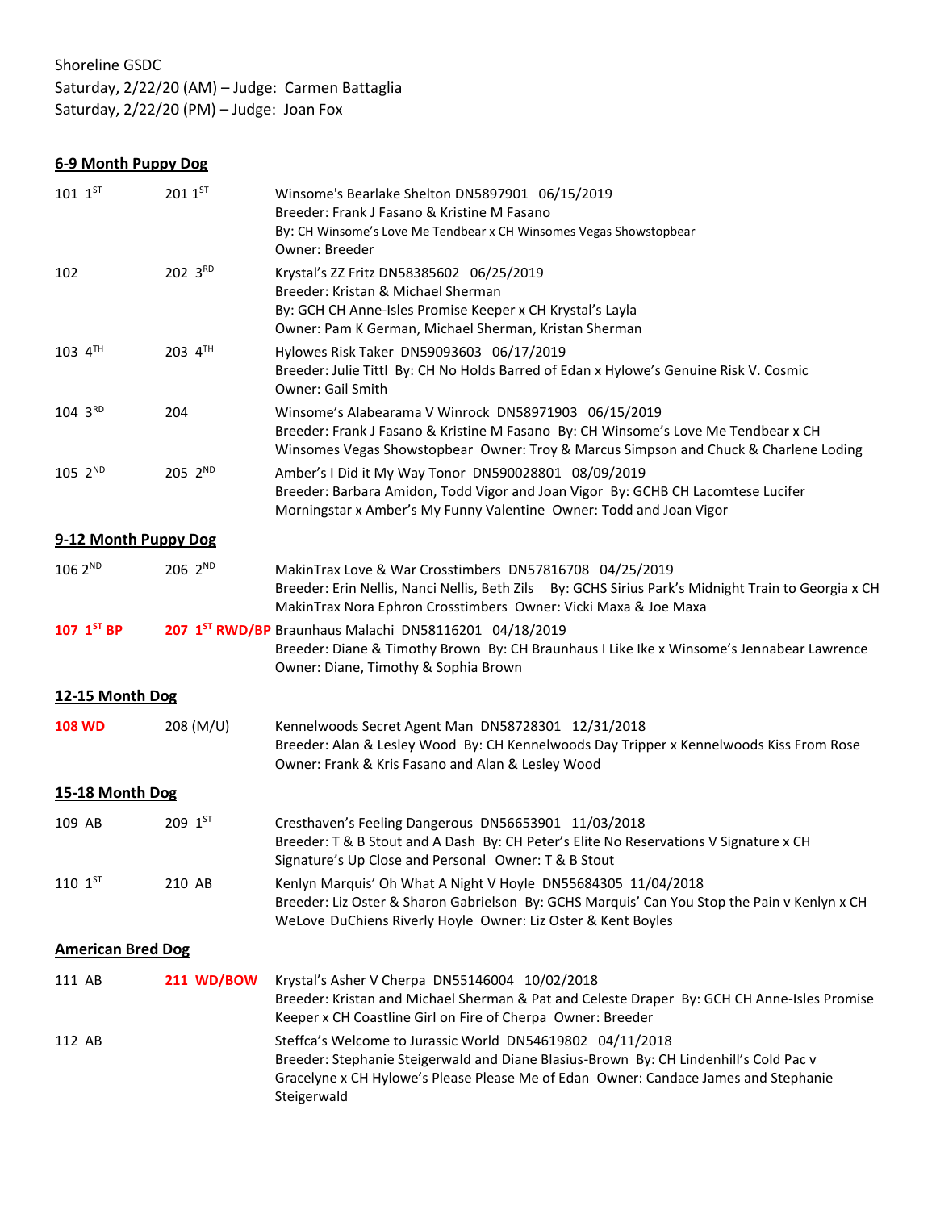Shoreline GSDC
Saturday, 2/22/20 (AM) – Judge: Carmen Battaglia
Saturday, 2/22/20 (PM) – Judge: Joan Fox

## 6-9 Month Puppy Dog

| | | |
|---|---|---|
| 101 1ST | 201 1ST | Winsome's Bearlake Shelton DN5897901 06/15/2019<br>Breeder: Frank J Fasano & Kristine M Fasano<br>By: CH Winsome's Love Me Tendbear x CH Winsomes Vegas Showstopbear<br>Owner: Breeder |
| 102 | 202 3RD | Krystal's ZZ Fritz DN58385602 06/25/2019<br>Breeder: Kristan & Michael Sherman<br>By: GCH CH Anne-Isles Promise Keeper x CH Krystal's Layla<br>Owner: Pam K German, Michael Sherman, Kristan Sherman |
| 103 4TH | 203 4TH | Hylowes Risk Taker DN59093603 06/17/2019<br>Breeder: Julie Tittl By: CH No Holds Barred of Edan x Hylowe's Genuine Risk V. Cosmic<br>Owner: Gail Smith |
| 104 3RD | 204 | Winsome's Alabearama V Winrock DN58971903 06/15/2019<br>Breeder: Frank J Fasano & Kristine M Fasano By: CH Winsome's Love Me Tendbear x CH Winsomes Vegas Showstopbear Owner: Troy & Marcus Simpson and Chuck & Charlene Loding |
| 105 2ND | 205 2ND | Amber's I Did it My Way Tonor DN590028801 08/09/2019<br>Breeder: Barbara Amidon, Todd Vigor and Joan Vigor By: GCHB CH Lacomtese Lucifer Morningstar x Amber's My Funny Valentine Owner: Todd and Joan Vigor |

## 9-12 Month Puppy Dog

| | | |
|---|---|---|
| 106 2ND | 206 2ND | MakinTrax Love & War Crosstimbers DN57816708 04/25/2019<br>Breeder: Erin Nellis, Nanci Nellis, Beth Zils By: GCHS Sirius Park's Midnight Train to Georgia x CH MakinTrax Nora Ephron Crosstimbers Owner: Vicki Maxa & Joe Maxa |
| **107 1ST BP** | **207 1ST RWD/BP** | Braunhaus Malachi DN58116201 04/18/2019<br>Breeder: Diane & Timothy Brown By: CH Braunhaus I Like Ike x Winsome's Jennabear Lawrence<br>Owner: Diane, Timothy & Sophia Brown |

## 12-15 Month Dog

| | | |
|---|---|---|
| **108 WD** | 208 (M/U) | Kennelwoods Secret Agent Man DN58728301 12/31/2018<br>Breeder: Alan & Lesley Wood By: CH Kennelwoods Day Tripper x Kennelwoods Kiss From Rose<br>Owner: Frank & Kris Fasano and Alan & Lesley Wood |

## 15-18 Month Dog

| | | |
|---|---|---|
| 109 AB | 209 1ST | Cresthaven's Feeling Dangerous DN56653901 11/03/2018<br>Breeder: T & B Stout and A Dash By: CH Peter's Elite No Reservations V Signature x CH Signature's Up Close and Personal Owner: T & B Stout |
| 110 1ST | 210 AB | Kenlyn Marquis' Oh What A Night V Hoyle DN55684305 11/04/2018<br>Breeder: Liz Oster & Sharon Gabrielson By: GCHS Marquis' Can You Stop the Pain v Kenlyn x CH WeLove DuChiens Riverly Hoyle Owner: Liz Oster & Kent Boyles |

## American Bred Dog

| | | |
|---|---|---|
| 111 AB | **211 WD/BOW** | Krystal's Asher V Cherpa DN55146004 10/02/2018<br>Breeder: Kristan and Michael Sherman & Pat and Celeste Draper By: GCH CH Anne-Isles Promise Keeper x CH Coastline Girl on Fire of Cherpa Owner: Breeder |
| 112 AB | | Steffca's Welcome to Jurassic World DN54619802 04/11/2018<br>Breeder: Stephanie Steigerwald and Diane Blasius-Brown By: CH Lindenhill's Cold Pac v Gracelyne x CH Hylowe's Please Please Me of Edan Owner: Candace James and Stephanie Steigerwald |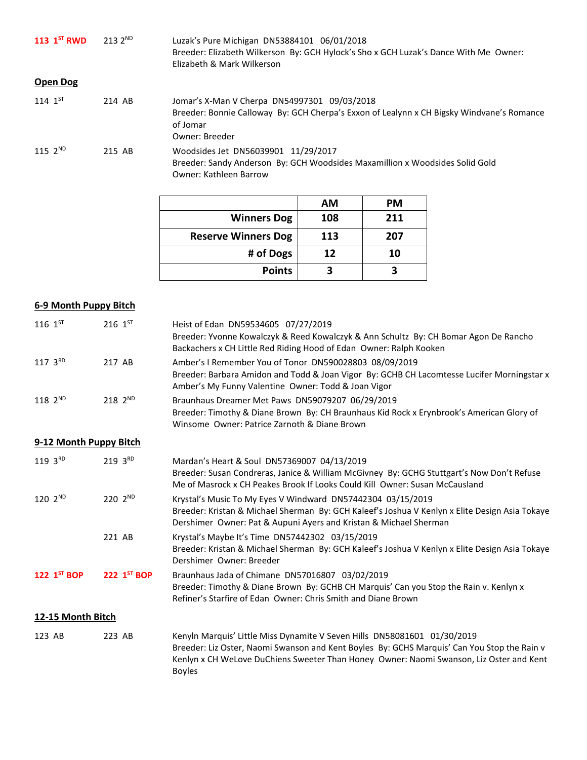**113 1ST RWD** 213 2ND Luzak's Pure Michigan DN53884101 06/01/2018
Breeder: Elizabeth Wilkerson By: GCH Hylock's Sho x GCH Luzak's Dance With Me Owner: Elizabeth & Mark Wilkerson

## Open Dog

114 1ST 214 AB Jomar's X-Man V Cherpa DN54997301 09/03/2018
Breeder: Bonnie Calloway By: GCH Cherpa's Exxon of Lealynn x CH Bigsky Windvane's Romance of Jomar
Owner: Breeder

115 2ND 215 AB Woodsides Jet DN56039901 11/29/2017
Breeder: Sandy Anderson By: GCH Woodsides Maxamillion x Woodsides Solid Gold
Owner: Kathleen Barrow

| | AM | PM |
|---|---|---|
| Winners Dog | 108 | 211 |
| Reserve Winners Dog | 113 | 207 |
| # of Dogs | 12 | 10 |
| Points | 3 | 3 |

## 6-9 Month Puppy Bitch

116 1ST 216 1ST Heist of Edan DN59534605 07/27/2019
Breeder: Yvonne Kowalczyk & Reed Kowalczyk & Ann Schultz By: CH Bomar Agon De Rancho Backachers x CH Little Red Riding Hood of Edan Owner: Ralph Kooken

117 3RD 217 AB Amber's I Remember You of Tonor DN590028803 08/09/2019
Breeder: Barbara Amidon and Todd & Joan Vigor By: GCHB CH Lacomtesse Lucifer Morningstar x Amber's My Funny Valentine Owner: Todd & Joan Vigor

118 2ND 218 2ND Braunhaus Dreamer Met Paws DN59079207 06/29/2019
Breeder: Timothy & Diane Brown By: CH Braunhaus Kid Rock x Erynbrook's American Glory of Winsome Owner: Patrice Zarnoth & Diane Brown

## 9-12 Month Puppy Bitch

119 3RD 219 3RD Mardan's Heart & Soul DN57369007 04/13/2019
Breeder: Susan Condreras, Janice & William McGivney By: GCHG Stuttgart's Now Don't Refuse Me of Masrock x CH Peakes Brook If Looks Could Kill Owner: Susan McCausland

120 2ND 220 2ND Krystal's Music To My Eyes V Windward DN57442304 03/15/2019
Breeder: Kristan & Michael Sherman By: GCH Kaleef's Joshua V Kenlyn x Elite Design Asia Tokaye Dershimer Owner: Pat & Aupuni Ayers and Kristan & Michael Sherman

221 AB Krystal's Maybe It's Time DN57442302 03/15/2019
Breeder: Kristan & Michael Sherman By: GCH Kaleef's Joshua V Kenlyn x Elite Design Asia Tokaye Dershimer Owner: Breeder

**122 1ST BOP** **222 1ST BOP** Braunhaus Jada of Chimane DN57016807 03/02/2019
Breeder: Timothy & Diane Brown By: GCHB CH Marquis' Can you Stop the Rain v. Kenlyn x Refiner's Starfire of Edan Owner: Chris Smith and Diane Brown

## 12-15 Month Bitch

123 AB 223 AB Kenyln Marquis' Little Miss Dynamite V Seven Hills DN58081601 01/30/2019
Breeder: Liz Oster, Naomi Swanson and Kent Boyles By: GCHS Marquis' Can You Stop the Rain v Kenlyn x CH WeLove DuChiens Sweeter Than Honey Owner: Naomi Swanson, Liz Oster and Kent Boyles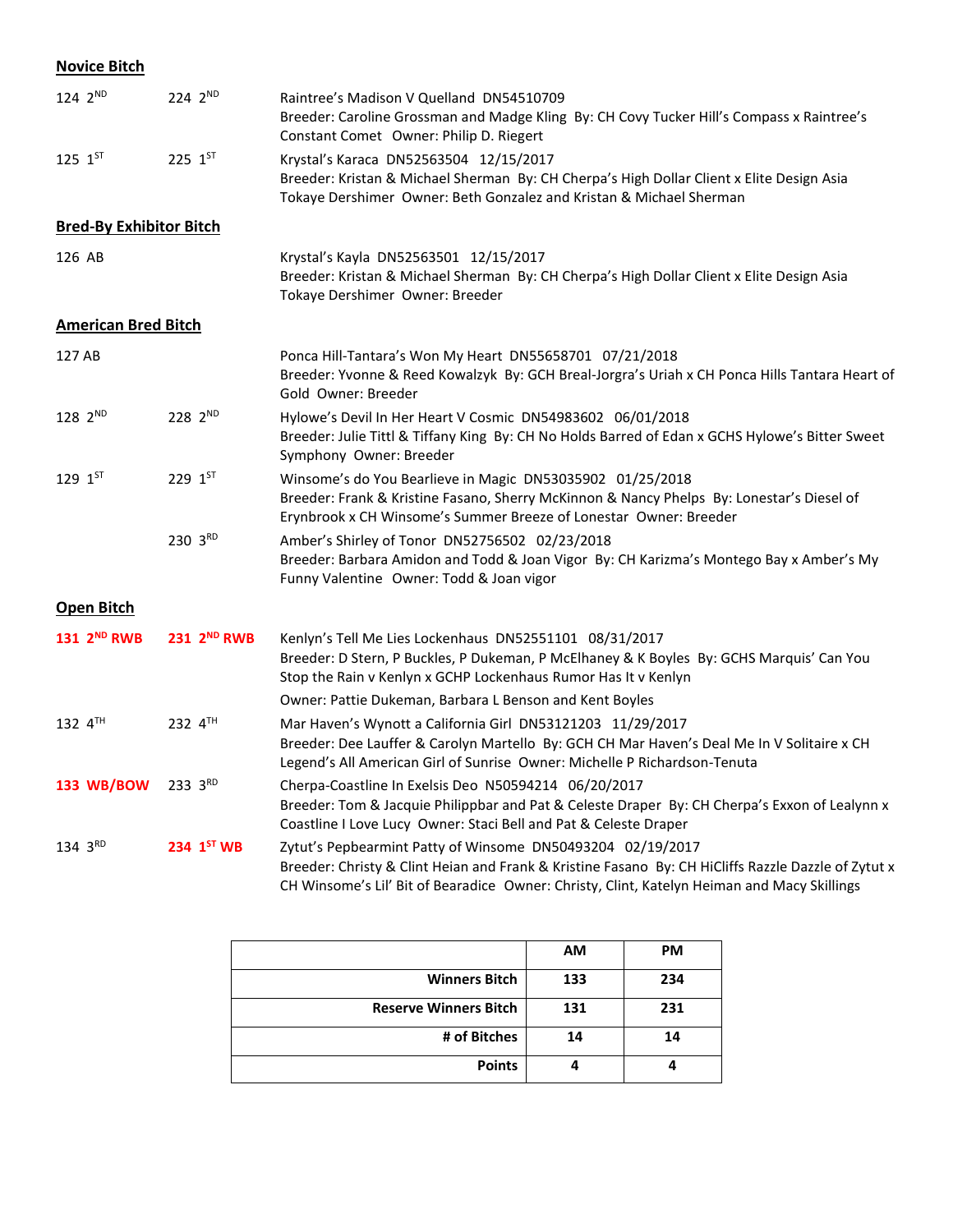## Novice Bitch

124 2ND | 224 2ND | Raintree's Madison V Quelland DN54510709
Breeder: Caroline Grossman and Madge Kling By: CH Covy Tucker Hill's Compass x Raintree's Constant Comet Owner: Philip D. Riegert

125 1ST | 225 1ST | Krystal's Karaca DN52563504 12/15/2017
Breeder: Kristan & Michael Sherman By: CH Cherpa's High Dollar Client x Elite Design Asia Tokaye Dershimer Owner: Beth Gonzalez and Kristan & Michael Sherman

## Bred-By Exhibitor Bitch

126 AB | Krystal's Kayla DN52563501 12/15/2017
Breeder: Kristan & Michael Sherman By: CH Cherpa's High Dollar Client x Elite Design Asia Tokaye Dershimer Owner: Breeder

## American Bred Bitch

127 AB | Ponca Hill-Tantara's Won My Heart DN55658701 07/21/2018
Breeder: Yvonne & Reed Kowalzyk By: GCH Breal-Jorgra's Uriah x CH Ponca Hills Tantara Heart of Gold Owner: Breeder

128 2ND | 228 2ND | Hylowe's Devil In Her Heart V Cosmic DN54983602 06/01/2018
Breeder: Julie Tittl & Tiffany King By: CH No Holds Barred of Edan x GCHS Hylowe's Bitter Sweet Symphony Owner: Breeder

129 1ST | 229 1ST | Winsome's do You Bearlieve in Magic DN53035902 01/25/2018
Breeder: Frank & Kristine Fasano, Sherry McKinnon & Nancy Phelps By: Lonestar's Diesel of Erynbrook x CH Winsome's Summer Breeze of Lonestar Owner: Breeder

230 3RD | Amber's Shirley of Tonor DN52756502 02/23/2018
Breeder: Barbara Amidon and Todd & Joan Vigor By: CH Karizma's Montego Bay x Amber's My Funny Valentine Owner: Todd & Joan vigor

## Open Bitch

**131 2ND RWB** | **231 2ND RWB** | Kenlyn's Tell Me Lies Lockenhaus DN52551101 08/31/2017
Breeder: D Stern, P Buckles, P Dukeman, P McElhaney & K Boyles By: GCHS Marquis' Can You Stop the Rain v Kenlyn x GCHP Lockenhaus Rumor Has It v Kenlyn
Owner: Pattie Dukeman, Barbara L Benson and Kent Boyles

132 4TH | 232 4TH | Mar Haven's Wynott a California Girl DN53121203 11/29/2017
Breeder: Dee Lauffer & Carolyn Martello By: GCH CH Mar Haven's Deal Me In V Solitaire x CH Legend's All American Girl of Sunrise Owner: Michelle P Richardson-Tenuta

**133 WB/BOW** | 233 3RD | Cherpa-Coastline In Exelsis Deo N50594214 06/20/2017
Breeder: Tom & Jacquie Philippbar and Pat & Celeste Draper By: CH Cherpa's Exxon of Lealynn x Coastline I Love Lucy Owner: Staci Bell and Pat & Celeste Draper

134 3RD | **234 1ST WB** | Zytut's Pepbearmint Patty of Winsome DN50493204 02/19/2017
Breeder: Christy & Clint Heian and Frank & Kristine Fasano By: CH HiCliffs Razzle Dazzle of Zytut x CH Winsome's Lil' Bit of Bearadice Owner: Christy, Clint, Katelyn Heiman and Macy Skillings

| | AM | PM |
|---|---|---|
| Winners Bitch | 133 | 234 |
| Reserve Winners Bitch | 131 | 231 |
| # of Bitches | 14 | 14 |
| Points | 4 | 4 |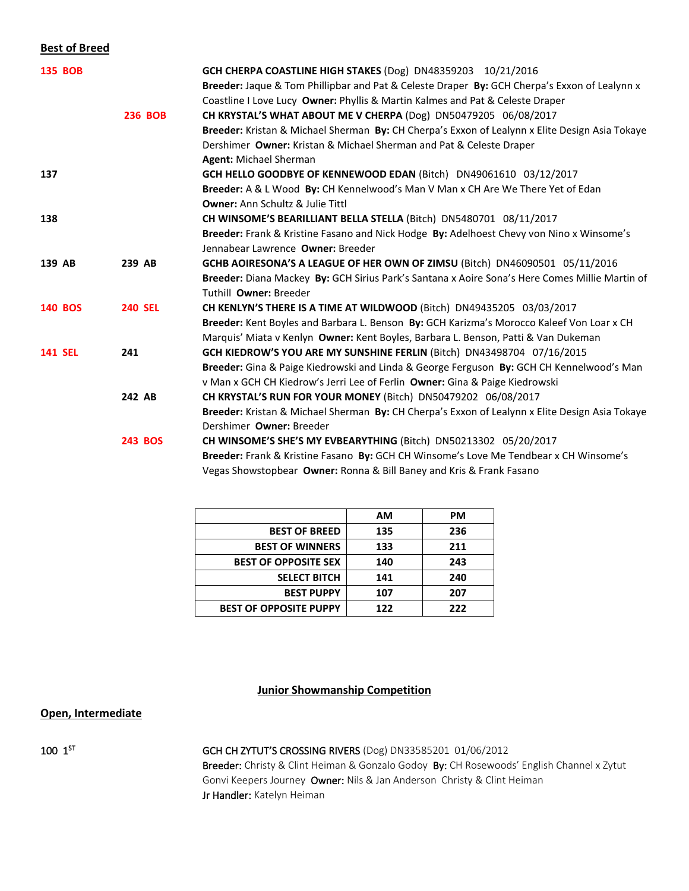## Best of Breed

**135 BOB** — **GCH CHERPA COASTLINE HIGH STAKES** (Dog) DN48359203 10/21/2016
**Breeder:** Jaque & Tom Phillipbar and Pat & Celeste Draper **By:** GCH Cherpa's Exxon of Lealynn x Coastline I Love Lucy **Owner:** Phyllis & Martin Kalmes and Pat & Celeste Draper

**236 BOB** — **CH KRYSTAL'S WHAT ABOUT ME V CHERPA** (Dog) DN50479205 06/08/2017
**Breeder:** Kristan & Michael Sherman **By:** CH Cherpa's Exxon of Lealynn x Elite Design Asia Tokaye Dershimer **Owner:** Kristan & Michael Sherman and Pat & Celeste Draper
**Agent:** Michael Sherman

**137** — **GCH HELLO GOODBYE OF KENNEWOOD EDAN** (Bitch) DN49061610 03/12/2017
**Breeder:** A & L Wood **By:** CH Kennelwood's Man V Man x CH Are We There Yet of Edan
**Owner:** Ann Schultz & Julie Tittl

**138** — **CH WINSOME'S BEARILLIANT BELLA STELLA** (Bitch) DN5480701 08/11/2017
**Breeder:** Frank & Kristine Fasano and Nick Hodge **By:** Adelhoest Chevy von Nino x Winsome's Jennabear Lawrence **Owner:** Breeder

**139 AB** / **239 AB** — **GCHB AOIRESONA'S A LEAGUE OF HER OWN OF ZIMSU** (Bitch) DN46090501 05/11/2016
**Breeder:** Diana Mackey **By:** GCH Sirius Park's Santana x Aoire Sona's Here Comes Millie Martin of Tuthill **Owner:** Breeder

**140 BOS** / **240 SEL** — **CH KENLYN'S THERE IS A TIME AT WILDWOOD** (Bitch) DN49435205 03/03/2017
**Breeder:** Kent Boyles and Barbara L. Benson **By:** GCH Karizma's Morocco Kaleef Von Loar x CH Marquis' Miata v Kenlyn **Owner:** Kent Boyles, Barbara L. Benson, Patti & Van Dukeman

**141 SEL** / **241** — **GCH KIEDROW'S YOU ARE MY SUNSHINE FERLIN** (Bitch) DN43498704 07/16/2015
**Breeder:** Gina & Paige Kiedrowski and Linda & George Ferguson **By:** GCH CH Kennelwood's Man v Man x GCH CH Kiedrow's Jerri Lee of Ferlin **Owner:** Gina & Paige Kiedrowski

**242 AB** — **CH KRYSTAL'S RUN FOR YOUR MONEY** (Bitch) DN50479202 06/08/2017
**Breeder:** Kristan & Michael Sherman **By:** CH Cherpa's Exxon of Lealynn x Elite Design Asia Tokaye Dershimer **Owner:** Breeder

**243 BOS** — **CH WINSOME'S SHE'S MY EVBEARYTHING** (Bitch) DN50213302 05/20/2017
**Breeder:** Frank & Kristine Fasano **By:** GCH CH Winsome's Love Me Tendbear x CH Winsome's Vegas Showstopbear **Owner:** Ronna & Bill Baney and Kris & Frank Fasano

| | AM | PM |
|---|---|---|
| BEST OF BREED | 135 | 236 |
| BEST OF WINNERS | 133 | 211 |
| BEST OF OPPOSITE SEX | 140 | 243 |
| SELECT BITCH | 141 | 240 |
| BEST PUPPY | 107 | 207 |
| BEST OF OPPOSITE PUPPY | 122 | 222 |

## Junior Showmanship Competition

### Open, Intermediate

100 1ST — GCH CH ZYTUT'S CROSSING RIVERS (Dog) DN33585201 01/06/2012
**Breeder:** Christy & Clint Heiman & Gonzalo Godoy **By:** CH Rosewoods' English Channel x Zytut Gonvi Keepers Journey **Owner:** Nils & Jan Anderson Christy & Clint Heiman
**Jr Handler:** Katelyn Heiman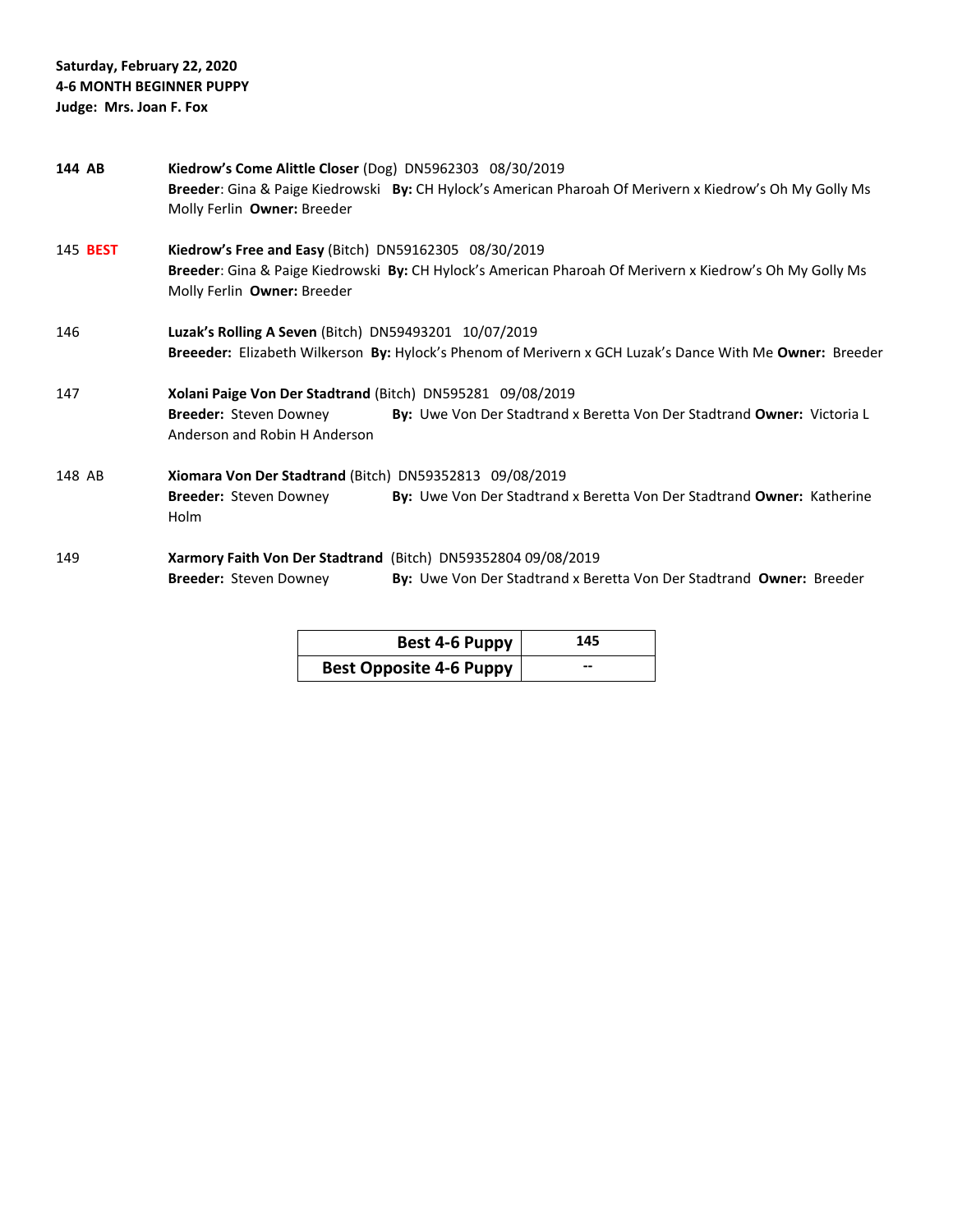**Saturday, February 22, 2020**
**4-6 MONTH BEGINNER PUPPY**
**Judge: Mrs. Joan F. Fox**

**144 AB** **Kiedrow's Come Alittle Closer** (Dog) DN5962303 08/30/2019
**Breeder**: Gina & Paige Kiedrowski **By:** CH Hylock's American Pharoah Of Merivern x Kiedrow's Oh My Golly Ms Molly Ferlin **Owner:** Breeder

145 **BEST** **Kiedrow's Free and Easy** (Bitch) DN59162305 08/30/2019
**Breeder**: Gina & Paige Kiedrowski **By:** CH Hylock's American Pharoah Of Merivern x Kiedrow's Oh My Golly Ms Molly Ferlin **Owner:** Breeder

146 **Luzak's Rolling A Seven** (Bitch) DN59493201 10/07/2019
**Breeeder:** Elizabeth Wilkerson **By:** Hylock's Phenom of Merivern x GCH Luzak's Dance With Me **Owner:** Breeder

147 **Xolani Paige Von Der Stadtrand** (Bitch) DN595281 09/08/2019
**Breeder:** Steven Downey **By:** Uwe Von Der Stadtrand x Beretta Von Der Stadtrand **Owner:** Victoria L Anderson and Robin H Anderson

148 AB **Xiomara Von Der Stadtrand** (Bitch) DN59352813 09/08/2019
**Breeder:** Steven Downey **By:** Uwe Von Der Stadtrand x Beretta Von Der Stadtrand **Owner:** Katherine Holm

149 **Xarmory Faith Von Der Stadtrand** (Bitch) DN59352804 09/08/2019
**Breeder:** Steven Downey **By:** Uwe Von Der Stadtrand x Beretta Von Der Stadtrand **Owner:** Breeder

| | |
|---|---|
| **Best 4-6 Puppy** | **145** |
| **Best Opposite 4-6 Puppy** | -- |